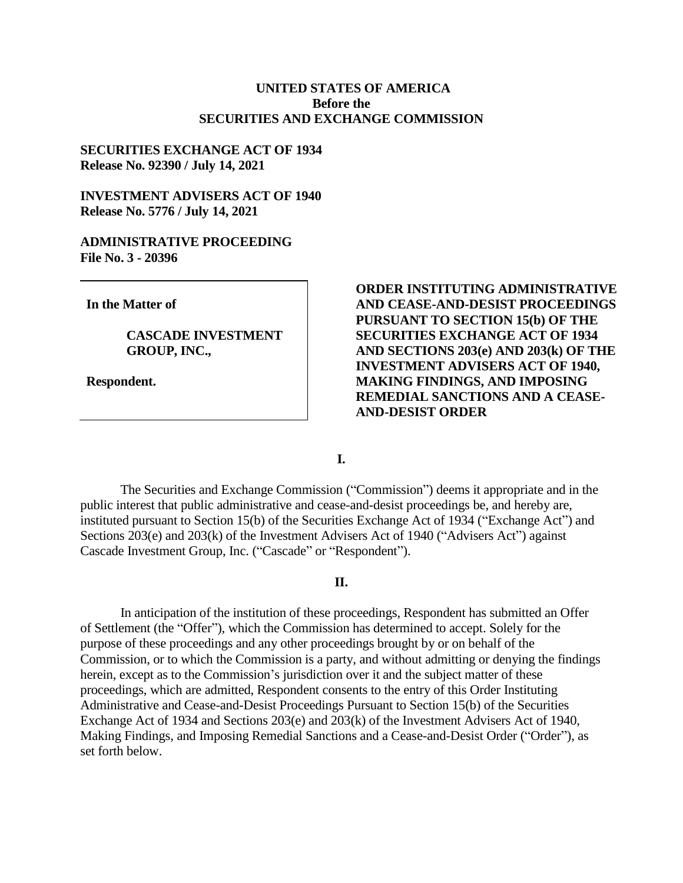**UNITED STATES OF AMERICA**
**Before the**
**SECURITIES AND EXCHANGE COMMISSION**

**SECURITIES EXCHANGE ACT OF 1934**
**Release No. 92390 / July 14, 2021**

**INVESTMENT ADVISERS ACT OF 1940**
**Release No. 5776 / July 14, 2021**

**ADMINISTRATIVE PROCEEDING**
**File No. 3 - 20396**

**In the Matter of**

**CASCADE INVESTMENT GROUP, INC.,**

**Respondent.**

**ORDER INSTITUTING ADMINISTRATIVE AND CEASE-AND-DESIST PROCEEDINGS PURSUANT TO SECTION 15(b) OF THE SECURITIES EXCHANGE ACT OF 1934 AND SECTIONS 203(e) AND 203(k) OF THE INVESTMENT ADVISERS ACT OF 1940, MAKING FINDINGS, AND IMPOSING REMEDIAL SANCTIONS AND A CEASE-AND-DESIST ORDER**

**I.**

The Securities and Exchange Commission ("Commission") deems it appropriate and in the public interest that public administrative and cease-and-desist proceedings be, and hereby are, instituted pursuant to Section 15(b) of the Securities Exchange Act of 1934 ("Exchange Act") and Sections 203(e) and 203(k) of the Investment Advisers Act of 1940 ("Advisers Act") against Cascade Investment Group, Inc. ("Cascade" or "Respondent").

**II.**

In anticipation of the institution of these proceedings, Respondent has submitted an Offer of Settlement (the "Offer"), which the Commission has determined to accept. Solely for the purpose of these proceedings and any other proceedings brought by or on behalf of the Commission, or to which the Commission is a party, and without admitting or denying the findings herein, except as to the Commission's jurisdiction over it and the subject matter of these proceedings, which are admitted, Respondent consents to the entry of this Order Instituting Administrative and Cease-and-Desist Proceedings Pursuant to Section 15(b) of the Securities Exchange Act of 1934 and Sections 203(e) and 203(k) of the Investment Advisers Act of 1940, Making Findings, and Imposing Remedial Sanctions and a Cease-and-Desist Order ("Order"), as set forth below.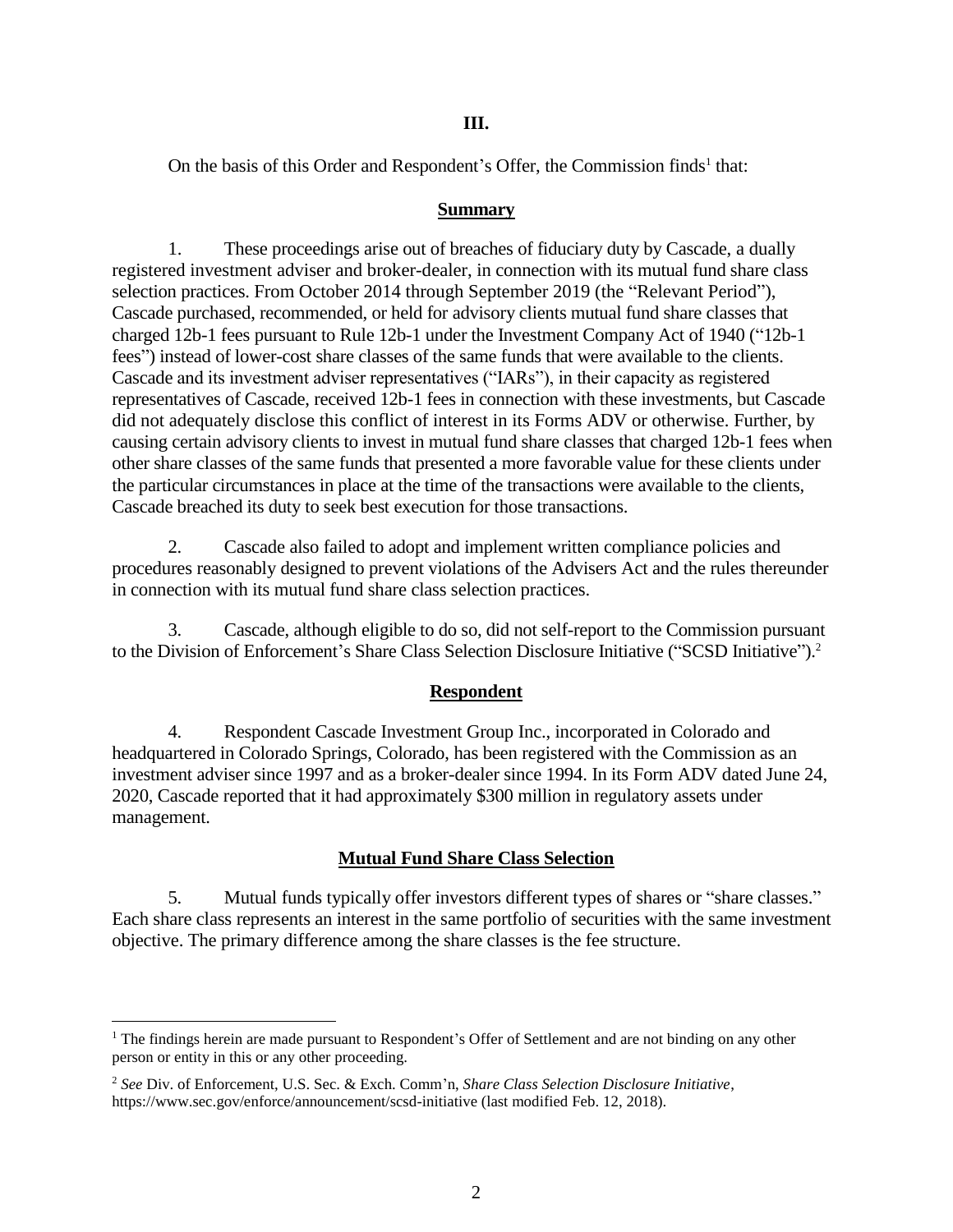## III.

On the basis of this Order and Respondent's Offer, the Commission finds[1] that:

### Summary

1. These proceedings arise out of breaches of fiduciary duty by Cascade, a dually registered investment adviser and broker-dealer, in connection with its mutual fund share class selection practices. From October 2014 through September 2019 (the "Relevant Period"), Cascade purchased, recommended, or held for advisory clients mutual fund share classes that charged 12b-1 fees pursuant to Rule 12b-1 under the Investment Company Act of 1940 ("12b-1 fees") instead of lower-cost share classes of the same funds that were available to the clients. Cascade and its investment adviser representatives ("IARs"), in their capacity as registered representatives of Cascade, received 12b-1 fees in connection with these investments, but Cascade did not adequately disclose this conflict of interest in its Forms ADV or otherwise. Further, by causing certain advisory clients to invest in mutual fund share classes that charged 12b-1 fees when other share classes of the same funds that presented a more favorable value for these clients under the particular circumstances in place at the time of the transactions were available to the clients, Cascade breached its duty to seek best execution for those transactions.

2. Cascade also failed to adopt and implement written compliance policies and procedures reasonably designed to prevent violations of the Advisers Act and the rules thereunder in connection with its mutual fund share class selection practices.

3. Cascade, although eligible to do so, did not self-report to the Commission pursuant to the Division of Enforcement's Share Class Selection Disclosure Initiative ("SCSD Initiative").[2]

### Respondent

4. Respondent Cascade Investment Group Inc., incorporated in Colorado and headquartered in Colorado Springs, Colorado, has been registered with the Commission as an investment adviser since 1997 and as a broker-dealer since 1994. In its Form ADV dated June 24, 2020, Cascade reported that it had approximately $300 million in regulatory assets under management.

### Mutual Fund Share Class Selection

5. Mutual funds typically offer investors different types of shares or "share classes." Each share class represents an interest in the same portfolio of securities with the same investment objective. The primary difference among the share classes is the fee structure.

---

[1] The findings herein are made pursuant to Respondent's Offer of Settlement and are not binding on any other person or entity in this or any other proceeding.

[2] *See* Div. of Enforcement, U.S. Sec. & Exch. Comm'n, *Share Class Selection Disclosure Initiative*, https://www.sec.gov/enforce/announcement/scsd-initiative (last modified Feb. 12, 2018).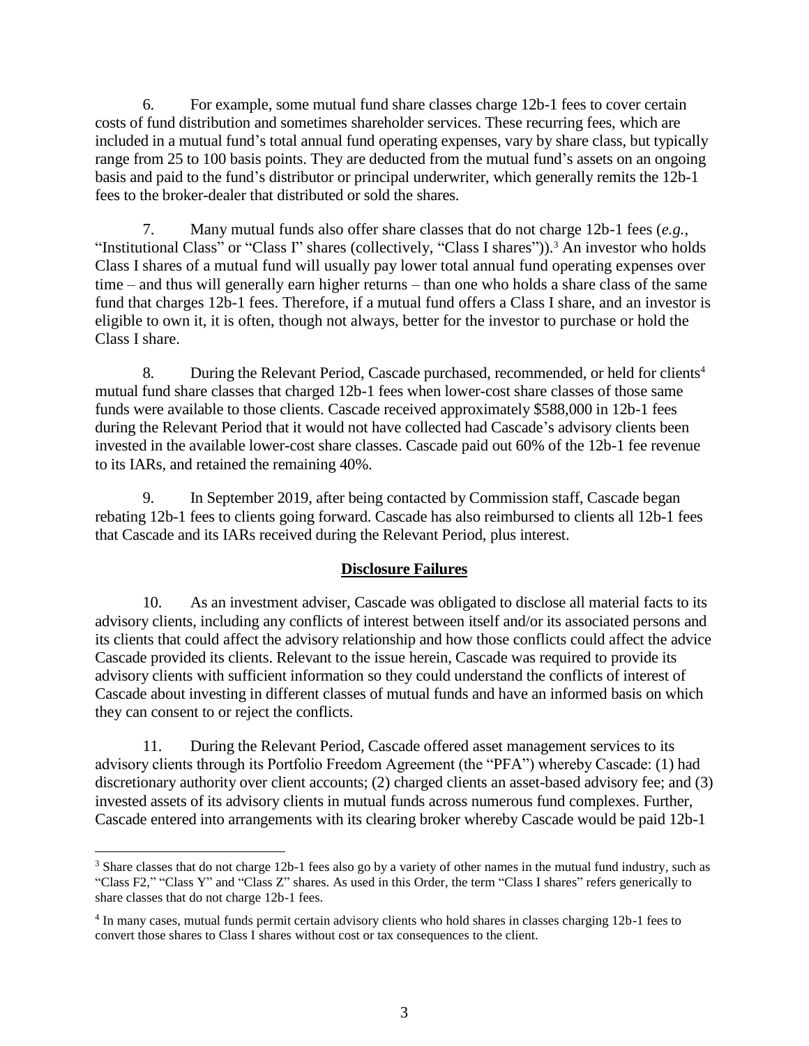6. For example, some mutual fund share classes charge 12b-1 fees to cover certain costs of fund distribution and sometimes shareholder services. These recurring fees, which are included in a mutual fund's total annual fund operating expenses, vary by share class, but typically range from 25 to 100 basis points. They are deducted from the mutual fund's assets on an ongoing basis and paid to the fund's distributor or principal underwriter, which generally remits the 12b-1 fees to the broker-dealer that distributed or sold the shares.

7. Many mutual funds also offer share classes that do not charge 12b-1 fees (*e.g.*, "Institutional Class" or "Class I" shares (collectively, "Class I shares")).[3] An investor who holds Class I shares of a mutual fund will usually pay lower total annual fund operating expenses over time – and thus will generally earn higher returns – than one who holds a share class of the same fund that charges 12b-1 fees. Therefore, if a mutual fund offers a Class I share, and an investor is eligible to own it, it is often, though not always, better for the investor to purchase or hold the Class I share.

8. During the Relevant Period, Cascade purchased, recommended, or held for clients[4] mutual fund share classes that charged 12b-1 fees when lower-cost share classes of those same funds were available to those clients. Cascade received approximately $588,000 in 12b-1 fees during the Relevant Period that it would not have collected had Cascade's advisory clients been invested in the available lower-cost share classes. Cascade paid out 60% of the 12b-1 fee revenue to its IARs, and retained the remaining 40%.

9. In September 2019, after being contacted by Commission staff, Cascade began rebating 12b-1 fees to clients going forward. Cascade has also reimbursed to clients all 12b-1 fees that Cascade and its IARs received during the Relevant Period, plus interest.

## **Disclosure Failures**

10. As an investment adviser, Cascade was obligated to disclose all material facts to its advisory clients, including any conflicts of interest between itself and/or its associated persons and its clients that could affect the advisory relationship and how those conflicts could affect the advice Cascade provided its clients. Relevant to the issue herein, Cascade was required to provide its advisory clients with sufficient information so they could understand the conflicts of interest of Cascade about investing in different classes of mutual funds and have an informed basis on which they can consent to or reject the conflicts.

11. During the Relevant Period, Cascade offered asset management services to its advisory clients through its Portfolio Freedom Agreement (the "PFA") whereby Cascade: (1) had discretionary authority over client accounts; (2) charged clients an asset-based advisory fee; and (3) invested assets of its advisory clients in mutual funds across numerous fund complexes. Further, Cascade entered into arrangements with its clearing broker whereby Cascade would be paid 12b-1

---

[3] Share classes that do not charge 12b-1 fees also go by a variety of other names in the mutual fund industry, such as "Class F2," "Class Y" and "Class Z" shares. As used in this Order, the term "Class I shares" refers generically to share classes that do not charge 12b-1 fees.

[4] In many cases, mutual funds permit certain advisory clients who hold shares in classes charging 12b-1 fees to convert those shares to Class I shares without cost or tax consequences to the client.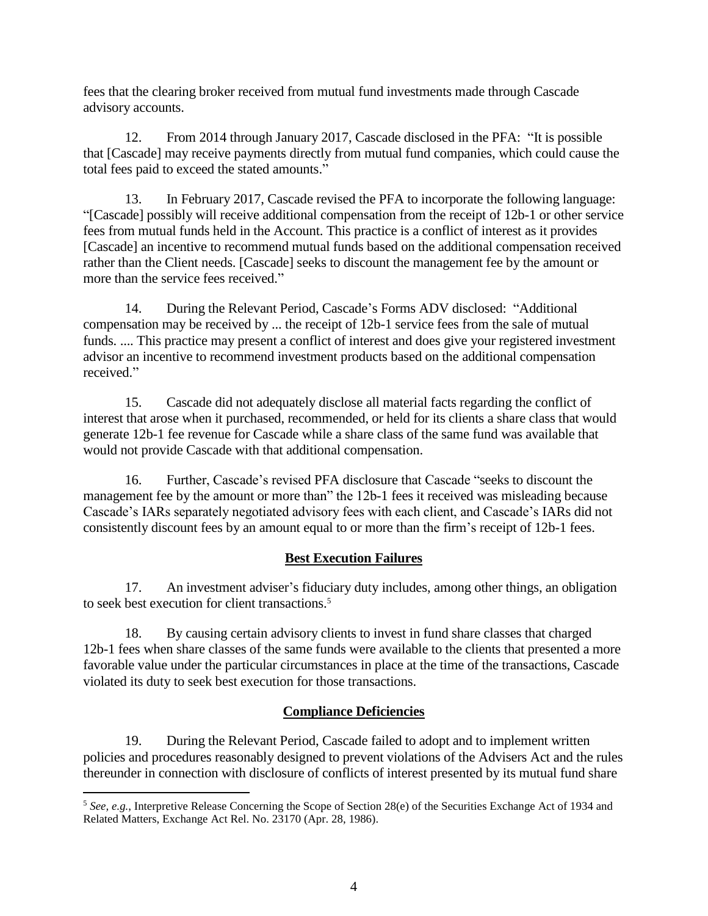fees that the clearing broker received from mutual fund investments made through Cascade advisory accounts.

12. From 2014 through January 2017, Cascade disclosed in the PFA: "It is possible that [Cascade] may receive payments directly from mutual fund companies, which could cause the total fees paid to exceed the stated amounts."

13. In February 2017, Cascade revised the PFA to incorporate the following language: "[Cascade] possibly will receive additional compensation from the receipt of 12b-1 or other service fees from mutual funds held in the Account. This practice is a conflict of interest as it provides [Cascade] an incentive to recommend mutual funds based on the additional compensation received rather than the Client needs. [Cascade] seeks to discount the management fee by the amount or more than the service fees received."

14. During the Relevant Period, Cascade's Forms ADV disclosed: "Additional compensation may be received by ... the receipt of 12b-1 service fees from the sale of mutual funds. .... This practice may present a conflict of interest and does give your registered investment advisor an incentive to recommend investment products based on the additional compensation received."

15. Cascade did not adequately disclose all material facts regarding the conflict of interest that arose when it purchased, recommended, or held for its clients a share class that would generate 12b-1 fee revenue for Cascade while a share class of the same fund was available that would not provide Cascade with that additional compensation.

16. Further, Cascade's revised PFA disclosure that Cascade "seeks to discount the management fee by the amount or more than" the 12b-1 fees it received was misleading because Cascade's IARs separately negotiated advisory fees with each client, and Cascade's IARs did not consistently discount fees by an amount equal to or more than the firm's receipt of 12b-1 fees.

**Best Execution Failures**

17. An investment adviser's fiduciary duty includes, among other things, an obligation to seek best execution for client transactions.[5]

18. By causing certain advisory clients to invest in fund share classes that charged 12b-1 fees when share classes of the same funds were available to the clients that presented a more favorable value under the particular circumstances in place at the time of the transactions, Cascade violated its duty to seek best execution for those transactions.

**Compliance Deficiencies**

19. During the Relevant Period, Cascade failed to adopt and to implement written policies and procedures reasonably designed to prevent violations of the Advisers Act and the rules thereunder in connection with disclosure of conflicts of interest presented by its mutual fund share

[5] *See, e.g.*, Interpretive Release Concerning the Scope of Section 28(e) of the Securities Exchange Act of 1934 and Related Matters, Exchange Act Rel. No. 23170 (Apr. 28, 1986).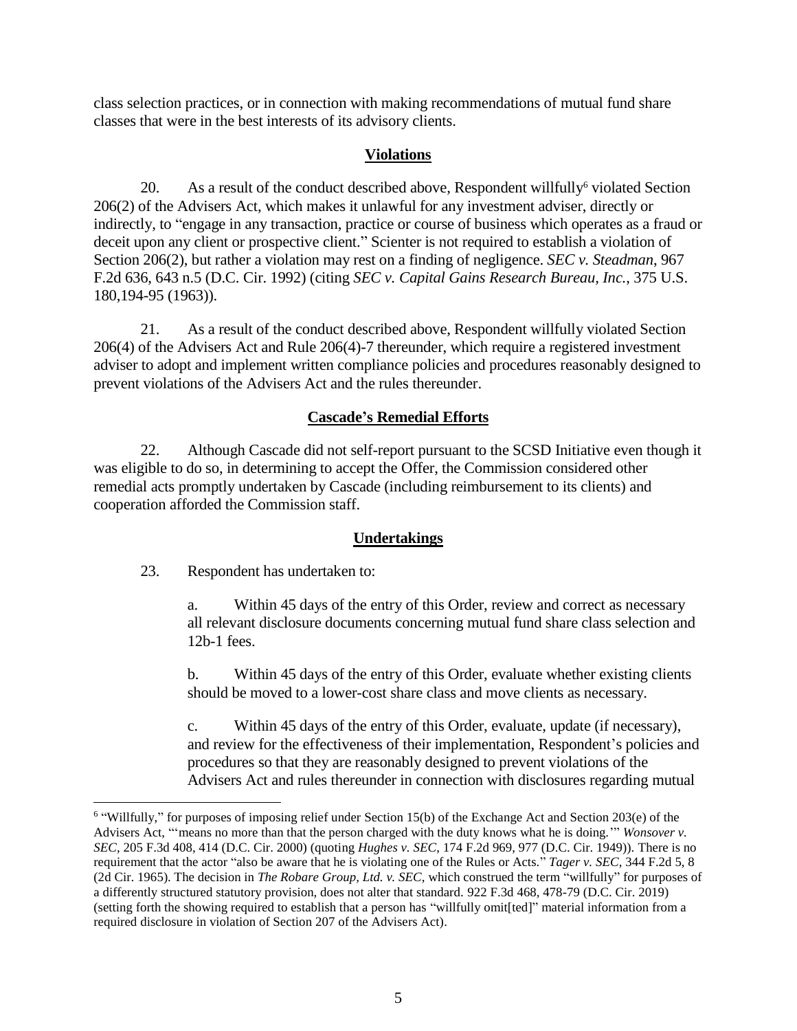class selection practices, or in connection with making recommendations of mutual fund share classes that were in the best interests of its advisory clients.

## Violations

20. As a result of the conduct described above, Respondent willfully[6] violated Section 206(2) of the Advisers Act, which makes it unlawful for any investment adviser, directly or indirectly, to "engage in any transaction, practice or course of business which operates as a fraud or deceit upon any client or prospective client." Scienter is not required to establish a violation of Section 206(2), but rather a violation may rest on a finding of negligence. *SEC v. Steadman*, 967 F.2d 636, 643 n.5 (D.C. Cir. 1992) (citing *SEC v. Capital Gains Research Bureau, Inc.*, 375 U.S. 180,194-95 (1963)).

21. As a result of the conduct described above, Respondent willfully violated Section 206(4) of the Advisers Act and Rule 206(4)-7 thereunder, which require a registered investment adviser to adopt and implement written compliance policies and procedures reasonably designed to prevent violations of the Advisers Act and the rules thereunder.

## Cascade's Remedial Efforts

22. Although Cascade did not self-report pursuant to the SCSD Initiative even though it was eligible to do so, in determining to accept the Offer, the Commission considered other remedial acts promptly undertaken by Cascade (including reimbursement to its clients) and cooperation afforded the Commission staff.

## Undertakings

23. Respondent has undertaken to:

a. Within 45 days of the entry of this Order, review and correct as necessary all relevant disclosure documents concerning mutual fund share class selection and 12b-1 fees.

b. Within 45 days of the entry of this Order, evaluate whether existing clients should be moved to a lower-cost share class and move clients as necessary.

c. Within 45 days of the entry of this Order, evaluate, update (if necessary), and review for the effectiveness of their implementation, Respondent's policies and procedures so that they are reasonably designed to prevent violations of the Advisers Act and rules thereunder in connection with disclosures regarding mutual

---

[6] "Willfully," for purposes of imposing relief under Section 15(b) of the Exchange Act and Section 203(e) of the Advisers Act, "'means no more than that the person charged with the duty knows what he is doing.'" *Wonsover v. SEC*, 205 F.3d 408, 414 (D.C. Cir. 2000) (quoting *Hughes v. SEC*, 174 F.2d 969, 977 (D.C. Cir. 1949)). There is no requirement that the actor "also be aware that he is violating one of the Rules or Acts." *Tager v. SEC*, 344 F.2d 5, 8 (2d Cir. 1965). The decision in *The Robare Group, Ltd. v. SEC*, which construed the term "willfully" for purposes of a differently structured statutory provision, does not alter that standard. 922 F.3d 468, 478-79 (D.C. Cir. 2019) (setting forth the showing required to establish that a person has "willfully omit[ted]" material information from a required disclosure in violation of Section 207 of the Advisers Act).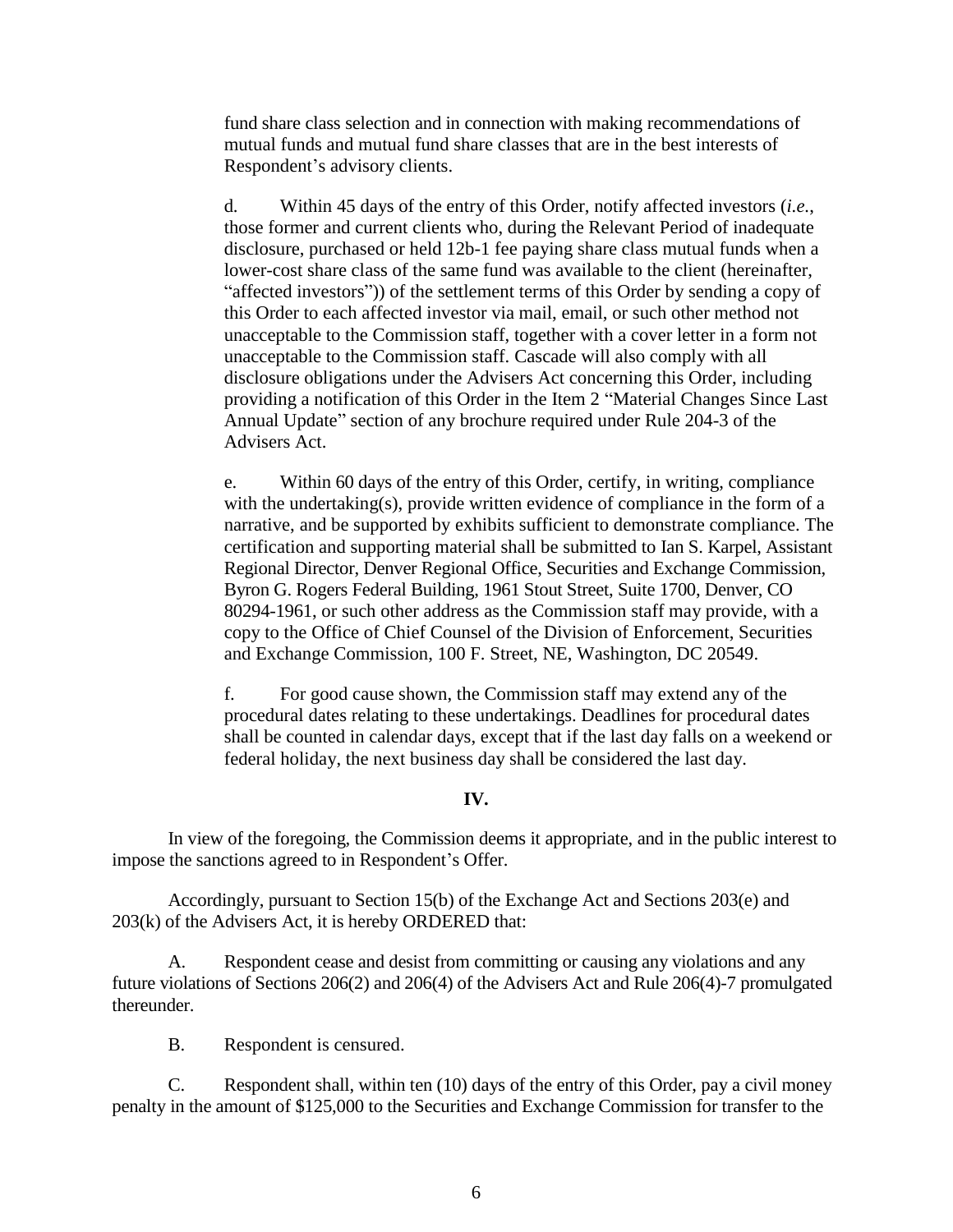fund share class selection and in connection with making recommendations of mutual funds and mutual fund share classes that are in the best interests of Respondent's advisory clients.

d. Within 45 days of the entry of this Order, notify affected investors (*i.e.*, those former and current clients who, during the Relevant Period of inadequate disclosure, purchased or held 12b-1 fee paying share class mutual funds when a lower-cost share class of the same fund was available to the client (hereinafter, "affected investors")) of the settlement terms of this Order by sending a copy of this Order to each affected investor via mail, email, or such other method not unacceptable to the Commission staff, together with a cover letter in a form not unacceptable to the Commission staff. Cascade will also comply with all disclosure obligations under the Advisers Act concerning this Order, including providing a notification of this Order in the Item 2 "Material Changes Since Last Annual Update" section of any brochure required under Rule 204-3 of the Advisers Act.

e. Within 60 days of the entry of this Order, certify, in writing, compliance with the undertaking(s), provide written evidence of compliance in the form of a narrative, and be supported by exhibits sufficient to demonstrate compliance. The certification and supporting material shall be submitted to Ian S. Karpel, Assistant Regional Director, Denver Regional Office, Securities and Exchange Commission, Byron G. Rogers Federal Building, 1961 Stout Street, Suite 1700, Denver, CO 80294-1961, or such other address as the Commission staff may provide, with a copy to the Office of Chief Counsel of the Division of Enforcement, Securities and Exchange Commission, 100 F. Street, NE, Washington, DC 20549.

f. For good cause shown, the Commission staff may extend any of the procedural dates relating to these undertakings. Deadlines for procedural dates shall be counted in calendar days, except that if the last day falls on a weekend or federal holiday, the next business day shall be considered the last day.

**IV.**

In view of the foregoing, the Commission deems it appropriate, and in the public interest to impose the sanctions agreed to in Respondent's Offer.

Accordingly, pursuant to Section 15(b) of the Exchange Act and Sections 203(e) and 203(k) of the Advisers Act, it is hereby ORDERED that:

A. Respondent cease and desist from committing or causing any violations and any future violations of Sections 206(2) and 206(4) of the Advisers Act and Rule 206(4)-7 promulgated thereunder.

B. Respondent is censured.

C. Respondent shall, within ten (10) days of the entry of this Order, pay a civil money penalty in the amount of $125,000 to the Securities and Exchange Commission for transfer to the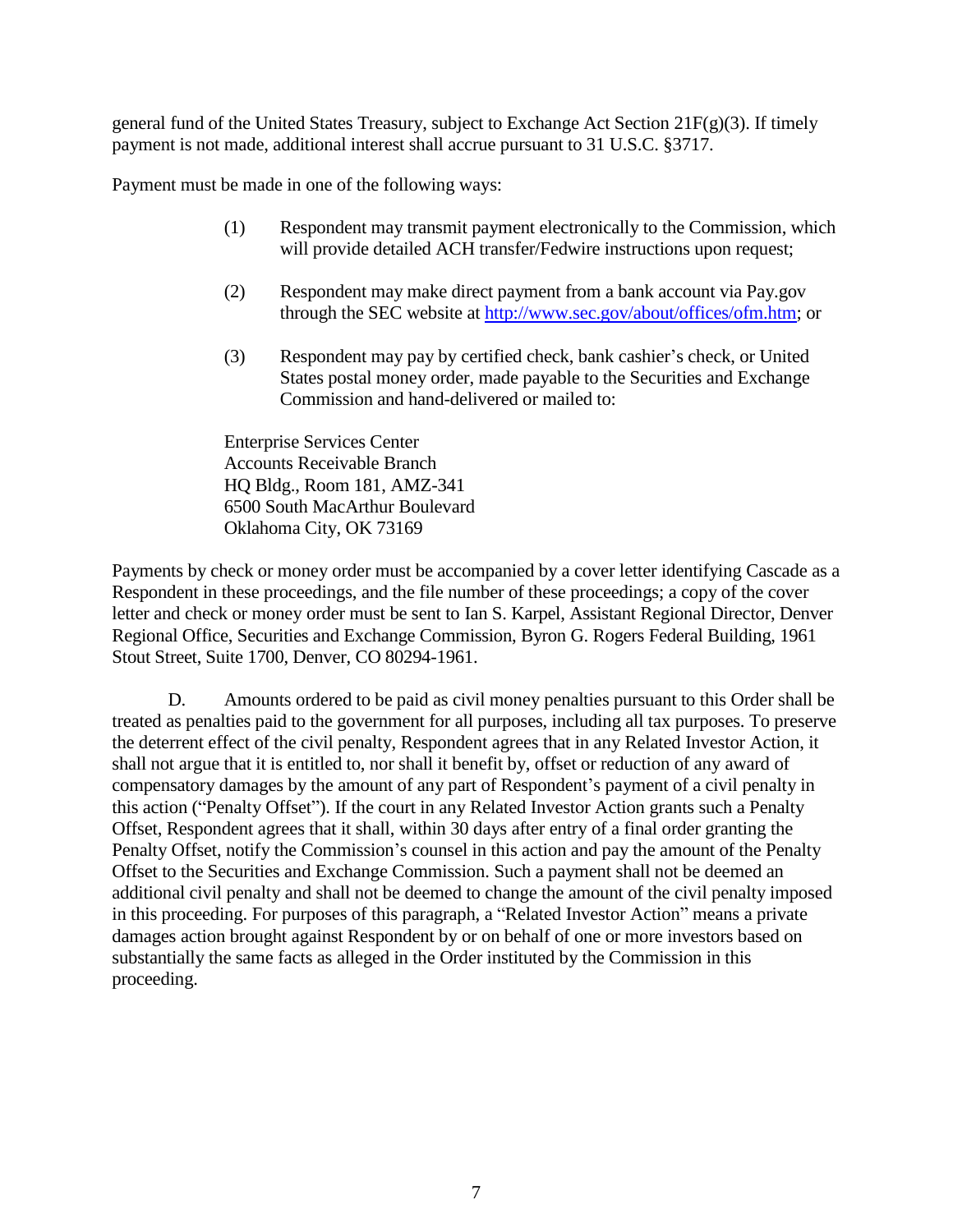general fund of the United States Treasury, subject to Exchange Act Section 21F(g)(3). If timely payment is not made, additional interest shall accrue pursuant to 31 U.S.C. §3717.

Payment must be made in one of the following ways:

(1) Respondent may transmit payment electronically to the Commission, which will provide detailed ACH transfer/Fedwire instructions upon request;

(2) Respondent may make direct payment from a bank account via Pay.gov through the SEC website at http://www.sec.gov/about/offices/ofm.htm; or

(3) Respondent may pay by certified check, bank cashier's check, or United States postal money order, made payable to the Securities and Exchange Commission and hand-delivered or mailed to:

Enterprise Services Center
Accounts Receivable Branch
HQ Bldg., Room 181, AMZ-341
6500 South MacArthur Boulevard
Oklahoma City, OK 73169

Payments by check or money order must be accompanied by a cover letter identifying Cascade as a Respondent in these proceedings, and the file number of these proceedings; a copy of the cover letter and check or money order must be sent to Ian S. Karpel, Assistant Regional Director, Denver Regional Office, Securities and Exchange Commission, Byron G. Rogers Federal Building, 1961 Stout Street, Suite 1700, Denver, CO 80294-1961.

D. Amounts ordered to be paid as civil money penalties pursuant to this Order shall be treated as penalties paid to the government for all purposes, including all tax purposes. To preserve the deterrent effect of the civil penalty, Respondent agrees that in any Related Investor Action, it shall not argue that it is entitled to, nor shall it benefit by, offset or reduction of any award of compensatory damages by the amount of any part of Respondent's payment of a civil penalty in this action ("Penalty Offset"). If the court in any Related Investor Action grants such a Penalty Offset, Respondent agrees that it shall, within 30 days after entry of a final order granting the Penalty Offset, notify the Commission's counsel in this action and pay the amount of the Penalty Offset to the Securities and Exchange Commission. Such a payment shall not be deemed an additional civil penalty and shall not be deemed to change the amount of the civil penalty imposed in this proceeding. For purposes of this paragraph, a "Related Investor Action" means a private damages action brought against Respondent by or on behalf of one or more investors based on substantially the same facts as alleged in the Order instituted by the Commission in this proceeding.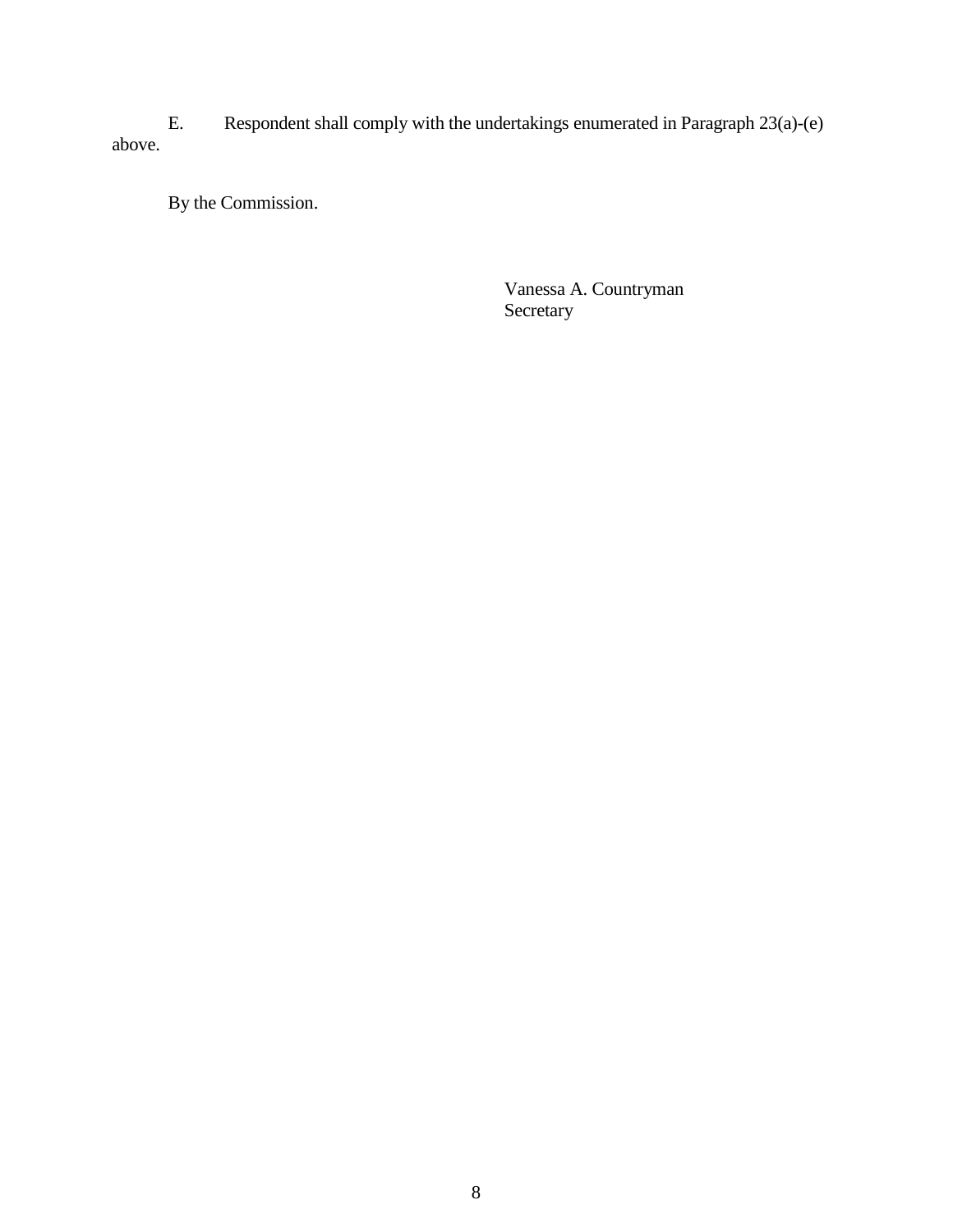E. Respondent shall comply with the undertakings enumerated in Paragraph 23(a)-(e) above.

By the Commission.

Vanessa A. Countryman
Secretary